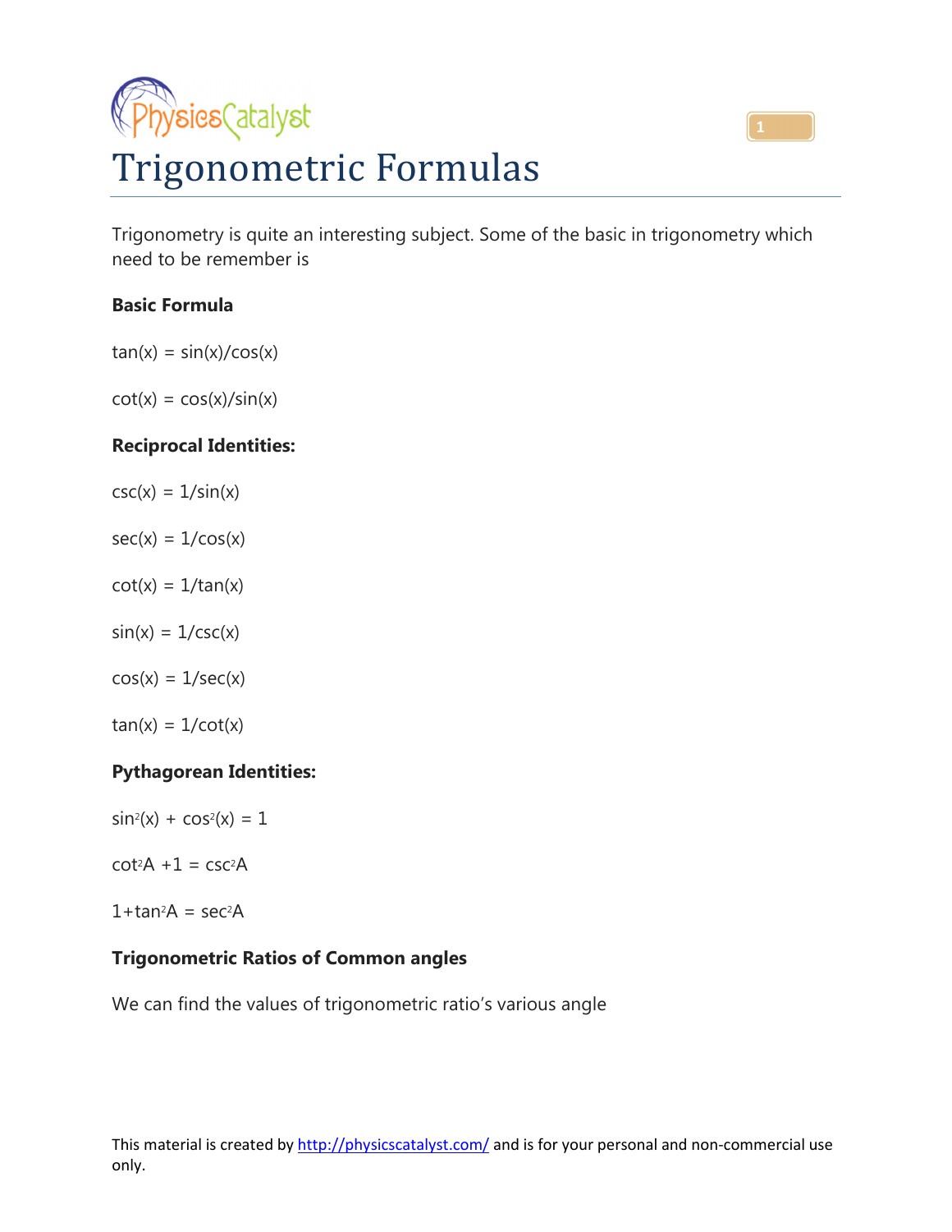# Trigonometric Formulas

Trigonometry is quite an interesting subject. Some of the basic in trigonometry which need to be remember is

**Basic Formula**

$\tan(x) = \sin(x)/\cos(x)$

$\cot(x) = \cos(x)/\sin(x)$

**Reciprocal Identities:**

$\csc(x) = 1/\sin(x)$

$\sec(x) = 1/\cos(x)$

$\cot(x) = 1/\tan(x)$

$\sin(x) = 1/\csc(x)$

$\cos(x) = 1/\sec(x)$

$\tan(x) = 1/\cot(x)$

**Pythagorean Identities:**

$\sin^2(x) + \cos^2(x) = 1$

$\cot^2 A + 1 = \csc^2 A$

$1 + \tan^2 A = \sec^2 A$

**Trigonometric Ratios of Common angles**

We can find the values of trigonometric ratio's various angle

This material is created by http://physicscatalyst.com/ and is for your personal and non-commercial use only.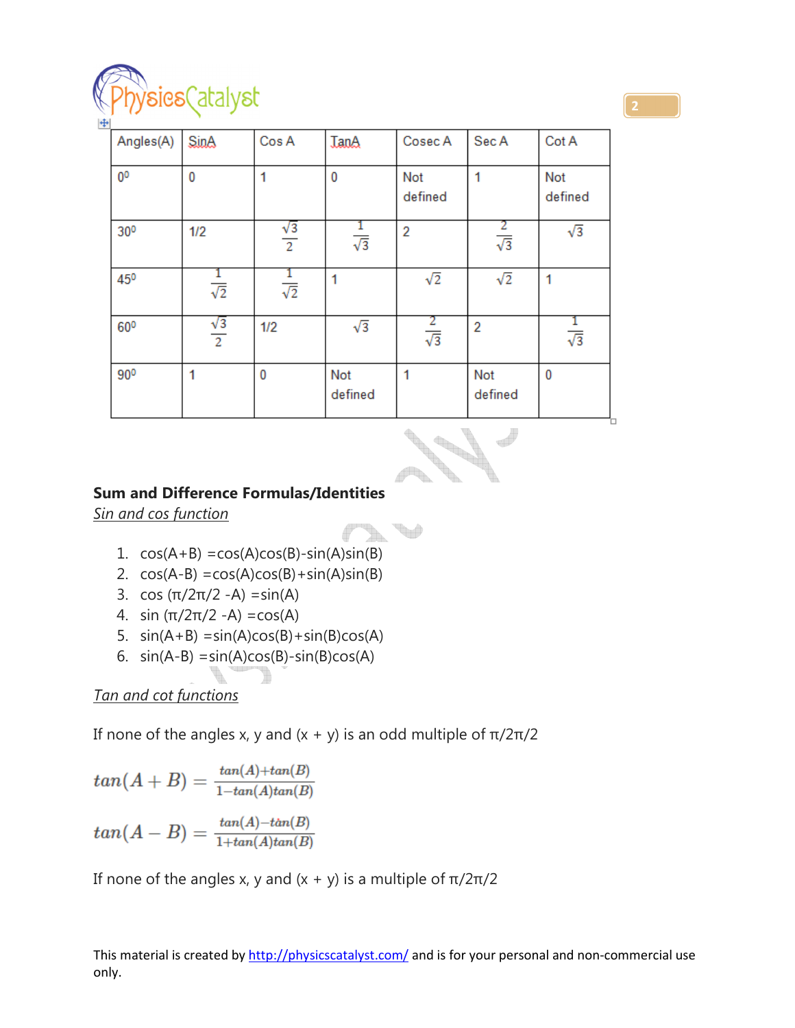| Angles(A) | SinA | Cos A | TanA | Cosec A | Sec A | Cot A |
|---|---|---|---|---|---|---|
| $0^0$ | 0 | 1 | 0 | Not defined | 1 | Not defined |
| $30^0$ | 1/2 | $\frac{\sqrt{3}}{2}$ | $\frac{1}{\sqrt{3}}$ | 2 | $\frac{2}{\sqrt{3}}$ | $\sqrt{3}$ |
| $45^0$ | $\frac{1}{\sqrt{2}}$ | $\frac{1}{\sqrt{2}}$ | 1 | $\sqrt{2}$ | $\sqrt{2}$ | 1 |
| $60^0$ | $\frac{\sqrt{3}}{2}$ | 1/2 | $\sqrt{3}$ | $\frac{2}{\sqrt{3}}$ | 2 | $\frac{1}{\sqrt{3}}$ |
| $90^0$ | 1 | 0 | Not defined | 1 | Not defined | 0 |

## Sum and Difference Formulas/Identities

*Sin and cos function*

1. cos(A+B) =cos(A)cos(B)-sin(A)sin(B)
2. cos(A-B) =cos(A)cos(B)+sin(A)sin(B)
3. cos (π/2π/2 -A) =sin(A)
4. sin (π/2π/2 -A) =cos(A)
5. sin(A+B) =sin(A)cos(B)+sin(B)cos(A)
6. sin(A-B) =sin(A)cos(B)-sin(B)cos(A)

*Tan and cot functions*

If none of the angles x, y and (x + y) is an odd multiple of π/2π/2

$$tan(A+B) = \frac{tan(A)+tan(B)}{1-tan(A)tan(B)}$$

$$tan(A-B) = \frac{tan(A)-tan(B)}{1+tan(A)tan(B)}$$

If none of the angles x, y and (x + y) is a multiple of π/2π/2

This material is created by http://physicscatalyst.com/ and is for your personal and non-commercial use only.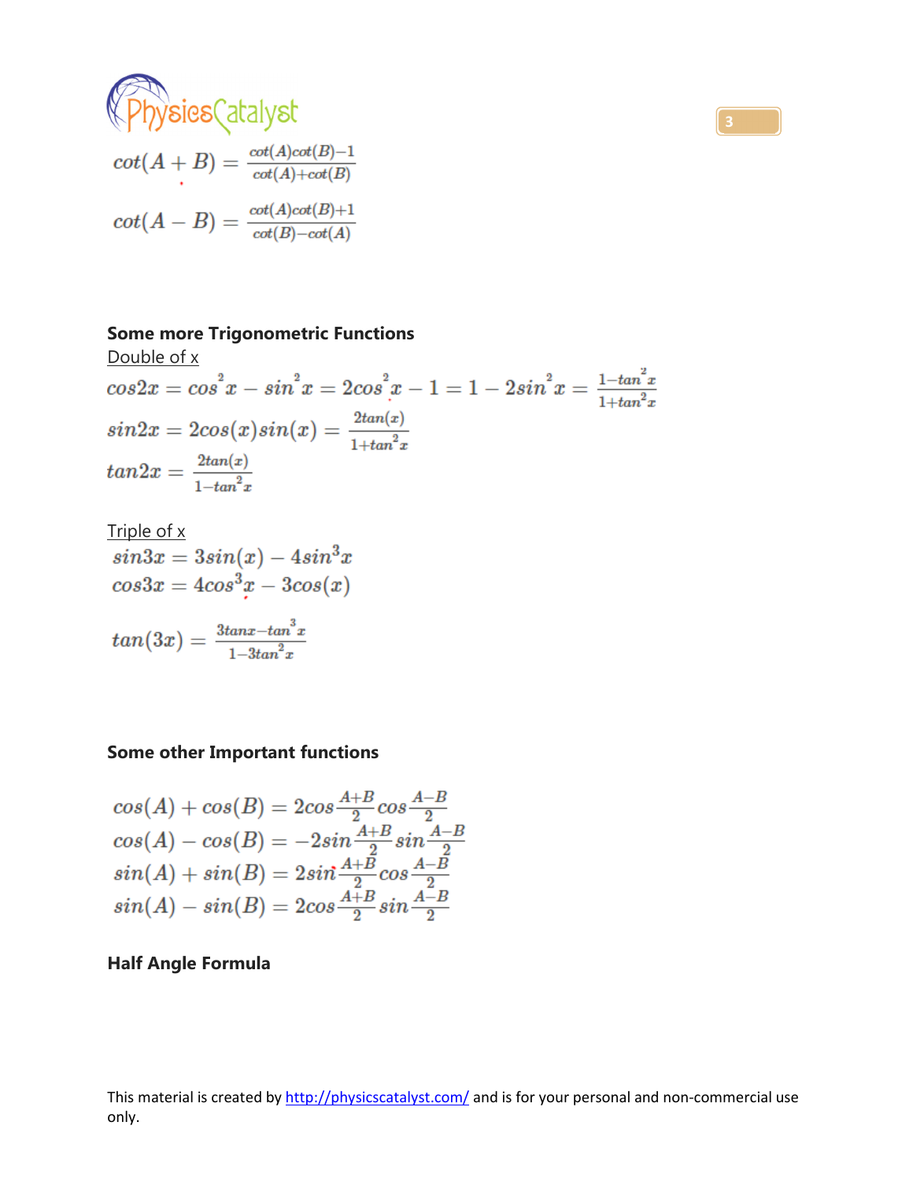$$cot(A+B) = \frac{cot(A)cot(B)-1}{cot(A)+cot(B)}$$

$$cot(A-B) = \frac{cot(A)cot(B)+1}{cot(B)-cot(A)}$$

**Some more Trigonometric Functions**

Double of x

$$cos2x = cos^2x - sin^2x = 2cos^2x - 1 = 1 - 2sin^2x = \frac{1-tan^2x}{1+tan^2x}$$

$$sin2x = 2cos(x)sin(x) = \frac{2tan(x)}{1+tan^2x}$$

$$tan2x = \frac{2tan(x)}{1-tan^2x}$$

Triple of x

$$sin3x = 3sin(x) - 4sin^3x$$

$$cos3x = 4cos^3x - 3cos(x)$$

$$tan(3x) = \frac{3tanx - tan^3x}{1-3tan^2x}$$

**Some other Important functions**

$$cos(A) + cos(B) = 2cos\frac{A+B}{2}cos\frac{A-B}{2}$$

$$cos(A) - cos(B) = -2sin\frac{A+B}{2}sin\frac{A-B}{2}$$

$$sin(A) + sin(B) = 2sin\frac{A+B}{2}cos\frac{A-B}{2}$$

$$sin(A) - sin(B) = 2cos\frac{A+B}{2}sin\frac{A-B}{2}$$

**Half Angle Formula**

This material is created by http://physicscatalyst.com/ and is for your personal and non-commercial use only.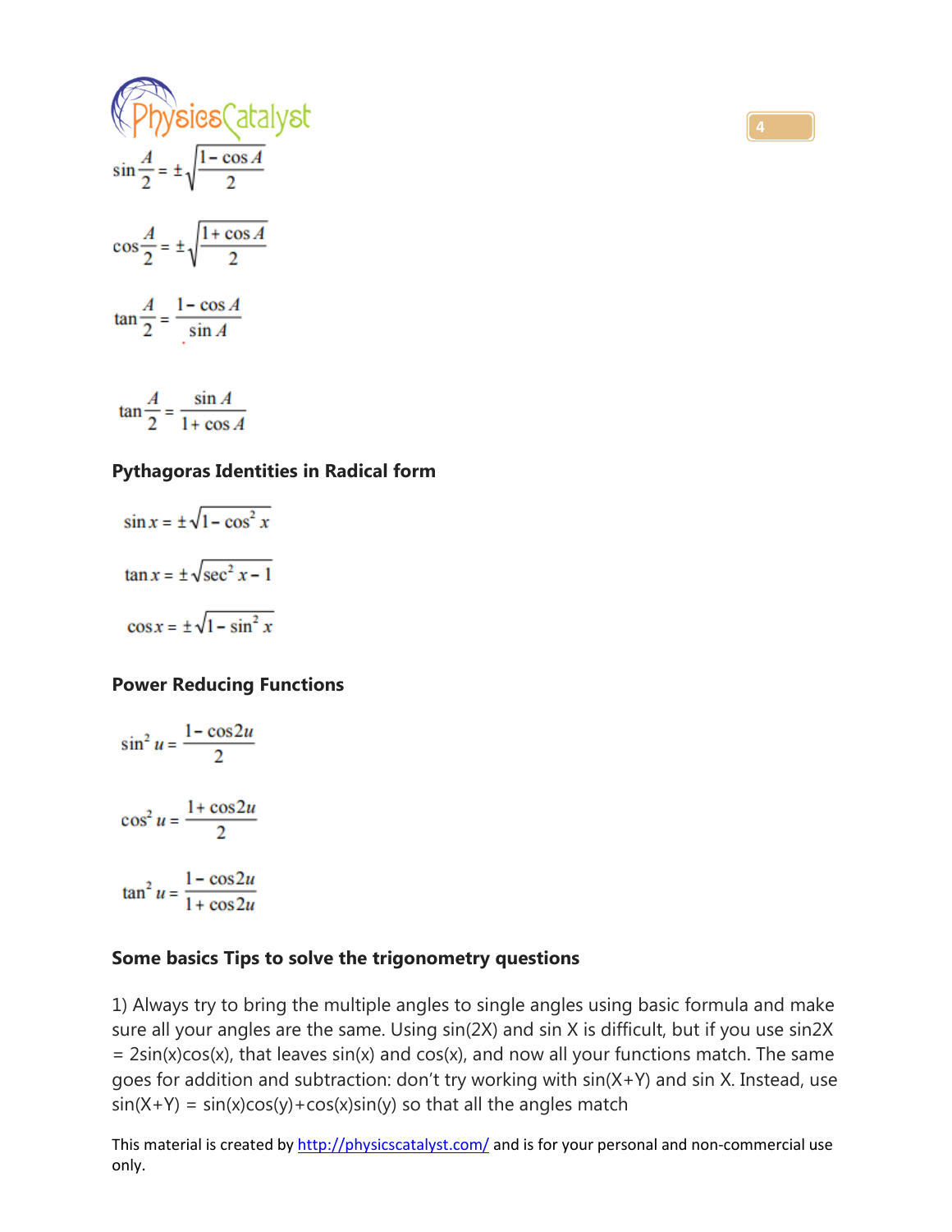$$\sin\frac{A}{2} = \pm\sqrt{\frac{1-\cos A}{2}}$$

$$\cos\frac{A}{2} = \pm\sqrt{\frac{1+\cos A}{2}}$$

$$\tan\frac{A}{2} = \frac{1-\cos A}{\sin A}$$

$$\tan\frac{A}{2} = \frac{\sin A}{1+\cos A}$$

### Pythagoras Identities in Radical form

$$\sin x = \pm\sqrt{1-\cos^2 x}$$

$$\tan x = \pm\sqrt{\sec^2 x - 1}$$

$$\cos x = \pm\sqrt{1-\sin^2 x}$$

### Power Reducing Functions

$$\sin^2 u = \frac{1-\cos 2u}{2}$$

$$\cos^2 u = \frac{1+\cos 2u}{2}$$

$$\tan^2 u = \frac{1-\cos 2u}{1+\cos 2u}$$

### Some basics Tips to solve the trigonometry questions

1) Always try to bring the multiple angles to single angles using basic formula and make sure all your angles are the same. Using sin(2X) and sin X is difficult, but if you use sin2X = 2sin(x)cos(x), that leaves sin(x) and cos(x), and now all your functions match. The same goes for addition and subtraction: don't try working with sin(X+Y) and sin X. Instead, use sin(X+Y) = sin(x)cos(y)+cos(x)sin(y) so that all the angles match

This material is created by http://physicscatalyst.com/ and is for your personal and non-commercial use only.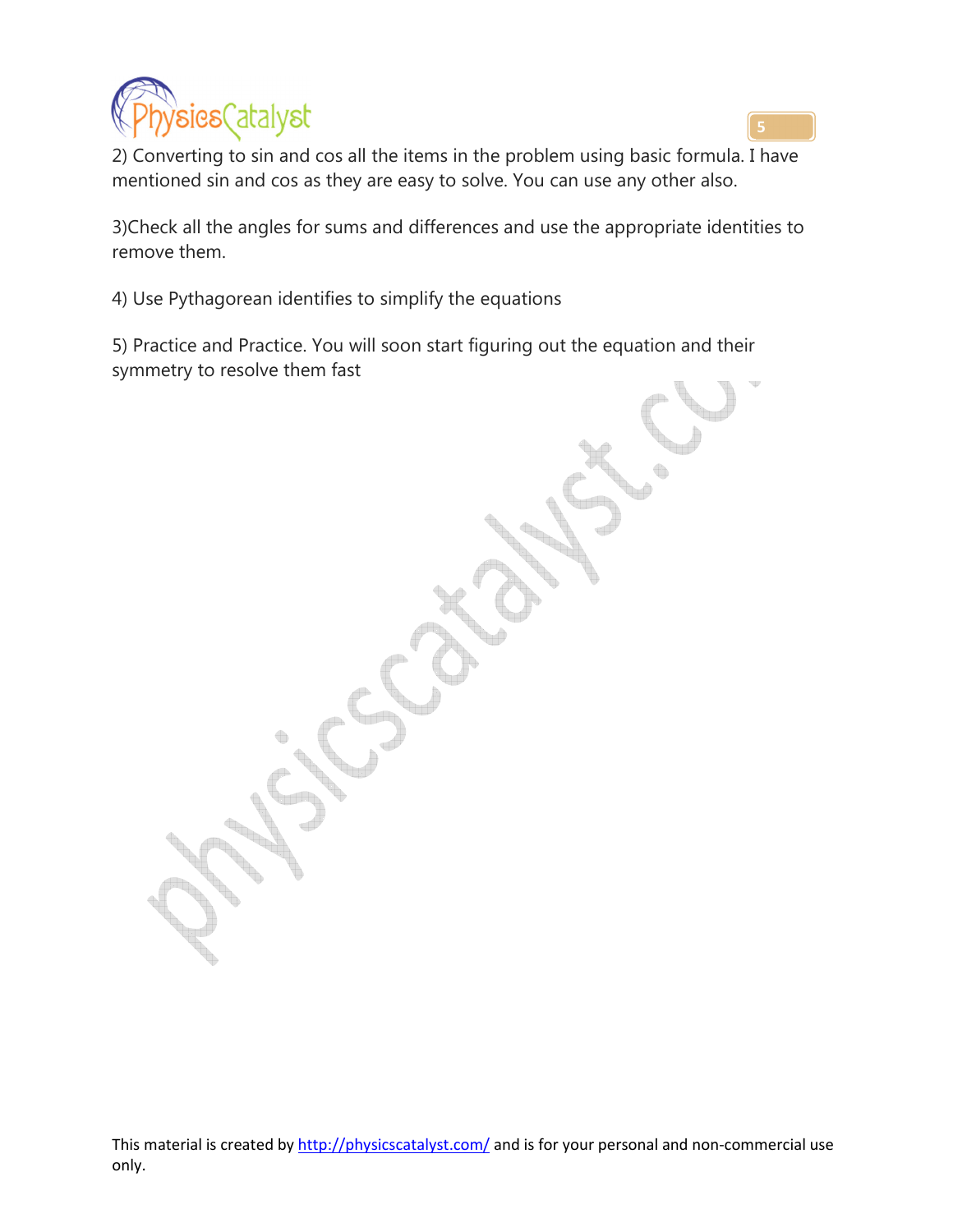2) Converting to sin and cos all the items in the problem using basic formula. I have mentioned sin and cos as they are easy to solve. You can use any other also.

3)Check all the angles for sums and differences and use the appropriate identities to remove them.

4) Use Pythagorean identifies to simplify the equations

5) Practice and Practice. You will soon start figuring out the equation and their symmetry to resolve them fast